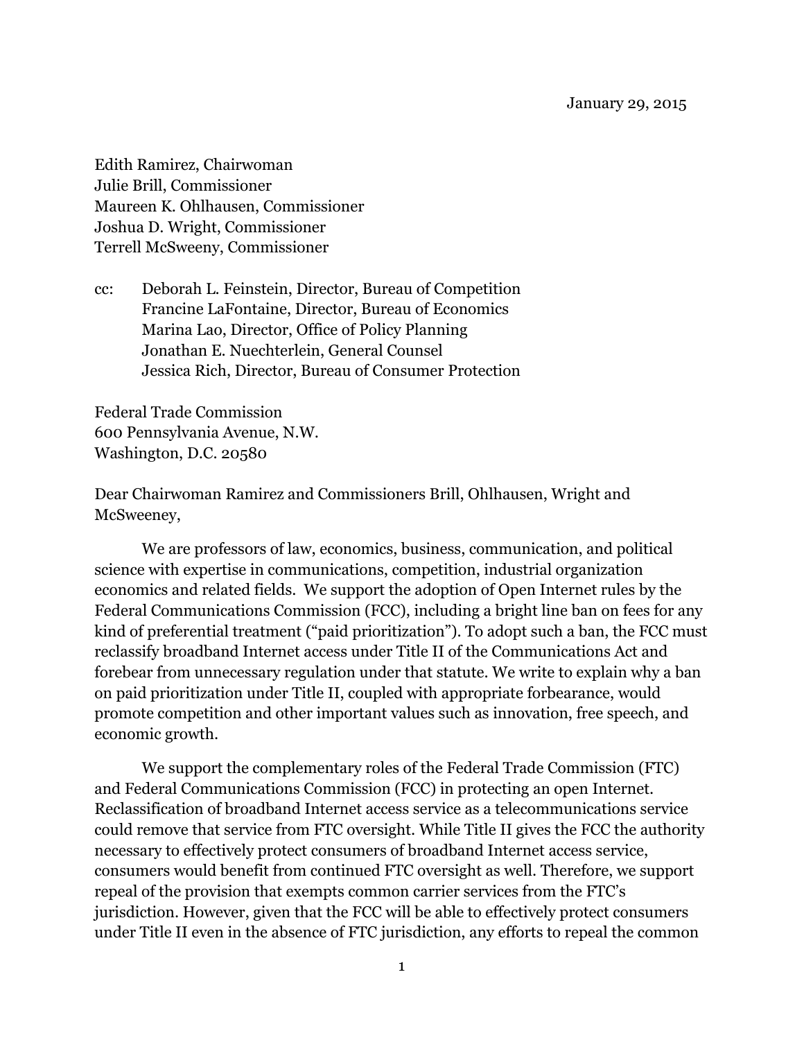January 29, 2015

Edith Ramirez, Chairwoman
Julie Brill, Commissioner
Maureen K. Ohlhausen, Commissioner
Joshua D. Wright, Commissioner
Terrell McSweeny, Commissioner

cc: Deborah L. Feinstein, Director, Bureau of Competition
Francine LaFontaine, Director, Bureau of Economics
Marina Lao, Director, Office of Policy Planning
Jonathan E. Nuechterlein, General Counsel
Jessica Rich, Director, Bureau of Consumer Protection

Federal Trade Commission
600 Pennsylvania Avenue, N.W.
Washington, D.C. 20580

Dear Chairwoman Ramirez and Commissioners Brill, Ohlhausen, Wright and McSweeney,

We are professors of law, economics, business, communication, and political science with expertise in communications, competition, industrial organization economics and related fields. We support the adoption of Open Internet rules by the Federal Communications Commission (FCC), including a bright line ban on fees for any kind of preferential treatment ("paid prioritization"). To adopt such a ban, the FCC must reclassify broadband Internet access under Title II of the Communications Act and forebear from unnecessary regulation under that statute. We write to explain why a ban on paid prioritization under Title II, coupled with appropriate forbearance, would promote competition and other important values such as innovation, free speech, and economic growth.

We support the complementary roles of the Federal Trade Commission (FTC) and Federal Communications Commission (FCC) in protecting an open Internet. Reclassification of broadband Internet access service as a telecommunications service could remove that service from FTC oversight. While Title II gives the FCC the authority necessary to effectively protect consumers of broadband Internet access service, consumers would benefit from continued FTC oversight as well. Therefore, we support repeal of the provision that exempts common carrier services from the FTC's jurisdiction. However, given that the FCC will be able to effectively protect consumers under Title II even in the absence of FTC jurisdiction, any efforts to repeal the common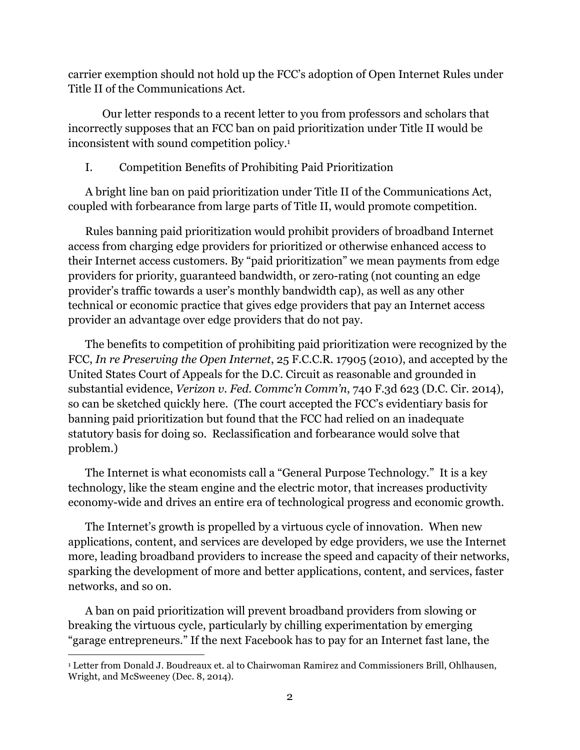carrier exemption should not hold up the FCC's adoption of Open Internet Rules under Title II of the Communications Act.

Our letter responds to a recent letter to you from professors and scholars that incorrectly supposes that an FCC ban on paid prioritization under Title II would be inconsistent with sound competition policy.[1]

## I. Competition Benefits of Prohibiting Paid Prioritization

A bright line ban on paid prioritization under Title II of the Communications Act, coupled with forbearance from large parts of Title II, would promote competition.

Rules banning paid prioritization would prohibit providers of broadband Internet access from charging edge providers for prioritized or otherwise enhanced access to their Internet access customers. By "paid prioritization" we mean payments from edge providers for priority, guaranteed bandwidth, or zero-rating (not counting an edge provider's traffic towards a user's monthly bandwidth cap), as well as any other technical or economic practice that gives edge providers that pay an Internet access provider an advantage over edge providers that do not pay.

The benefits to competition of prohibiting paid prioritization were recognized by the FCC, *In re Preserving the Open Internet*, 25 F.C.C.R. 17905 (2010), and accepted by the United States Court of Appeals for the D.C. Circuit as reasonable and grounded in substantial evidence, *Verizon v. Fed. Commc'n Comm'n*, 740 F.3d 623 (D.C. Cir. 2014), so can be sketched quickly here. (The court accepted the FCC's evidentiary basis for banning paid prioritization but found that the FCC had relied on an inadequate statutory basis for doing so. Reclassification and forbearance would solve that problem.)

The Internet is what economists call a "General Purpose Technology." It is a key technology, like the steam engine and the electric motor, that increases productivity economy-wide and drives an entire era of technological progress and economic growth.

The Internet's growth is propelled by a virtuous cycle of innovation. When new applications, content, and services are developed by edge providers, we use the Internet more, leading broadband providers to increase the speed and capacity of their networks, sparking the development of more and better applications, content, and services, faster networks, and so on.

A ban on paid prioritization will prevent broadband providers from slowing or breaking the virtuous cycle, particularly by chilling experimentation by emerging "garage entrepreneurs." If the next Facebook has to pay for an Internet fast lane, the

[1] Letter from Donald J. Boudreaux et. al to Chairwoman Ramirez and Commissioners Brill, Ohlhausen, Wright, and McSweeney (Dec. 8, 2014).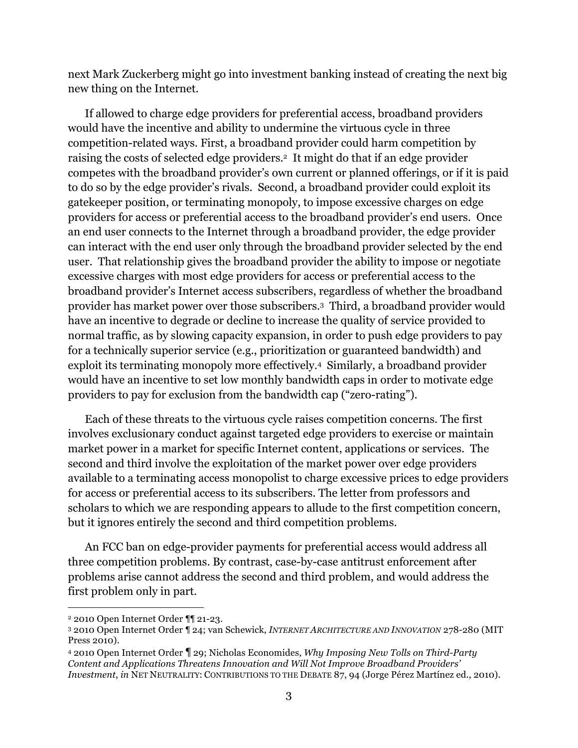next Mark Zuckerberg might go into investment banking instead of creating the next big new thing on the Internet.

If allowed to charge edge providers for preferential access, broadband providers would have the incentive and ability to undermine the virtuous cycle in three competition-related ways. First, a broadband provider could harm competition by raising the costs of selected edge providers.[2] It might do that if an edge provider competes with the broadband provider's own current or planned offerings, or if it is paid to do so by the edge provider's rivals. Second, a broadband provider could exploit its gatekeeper position, or terminating monopoly, to impose excessive charges on edge providers for access or preferential access to the broadband provider's end users. Once an end user connects to the Internet through a broadband provider, the edge provider can interact with the end user only through the broadband provider selected by the end user. That relationship gives the broadband provider the ability to impose or negotiate excessive charges with most edge providers for access or preferential access to the broadband provider's Internet access subscribers, regardless of whether the broadband provider has market power over those subscribers.[3] Third, a broadband provider would have an incentive to degrade or decline to increase the quality of service provided to normal traffic, as by slowing capacity expansion, in order to push edge providers to pay for a technically superior service (e.g., prioritization or guaranteed bandwidth) and exploit its terminating monopoly more effectively.[4] Similarly, a broadband provider would have an incentive to set low monthly bandwidth caps in order to motivate edge providers to pay for exclusion from the bandwidth cap ("zero-rating").

Each of these threats to the virtuous cycle raises competition concerns. The first involves exclusionary conduct against targeted edge providers to exercise or maintain market power in a market for specific Internet content, applications or services. The second and third involve the exploitation of the market power over edge providers available to a terminating access monopolist to charge excessive prices to edge providers for access or preferential access to its subscribers. The letter from professors and scholars to which we are responding appears to allude to the first competition concern, but it ignores entirely the second and third competition problems.

An FCC ban on edge-provider payments for preferential access would address all three competition problems. By contrast, case-by-case antitrust enforcement after problems arise cannot address the second and third problem, and would address the first problem only in part.

---

[2] 2010 Open Internet Order ¶¶ 21-23.

[3] 2010 Open Internet Order ¶ 24; van Schewick, *INTERNET ARCHITECTURE AND INNOVATION* 278-280 (MIT Press 2010).

[4] 2010 Open Internet Order ¶ 29; Nicholas Economides, *Why Imposing New Tolls on Third-Party Content and Applications Threatens Innovation and Will Not Improve Broadband Providers' Investment*, *in* NET NEUTRALITY: CONTRIBUTIONS TO THE DEBATE 87, 94 (Jorge Pérez Martínez ed., 2010).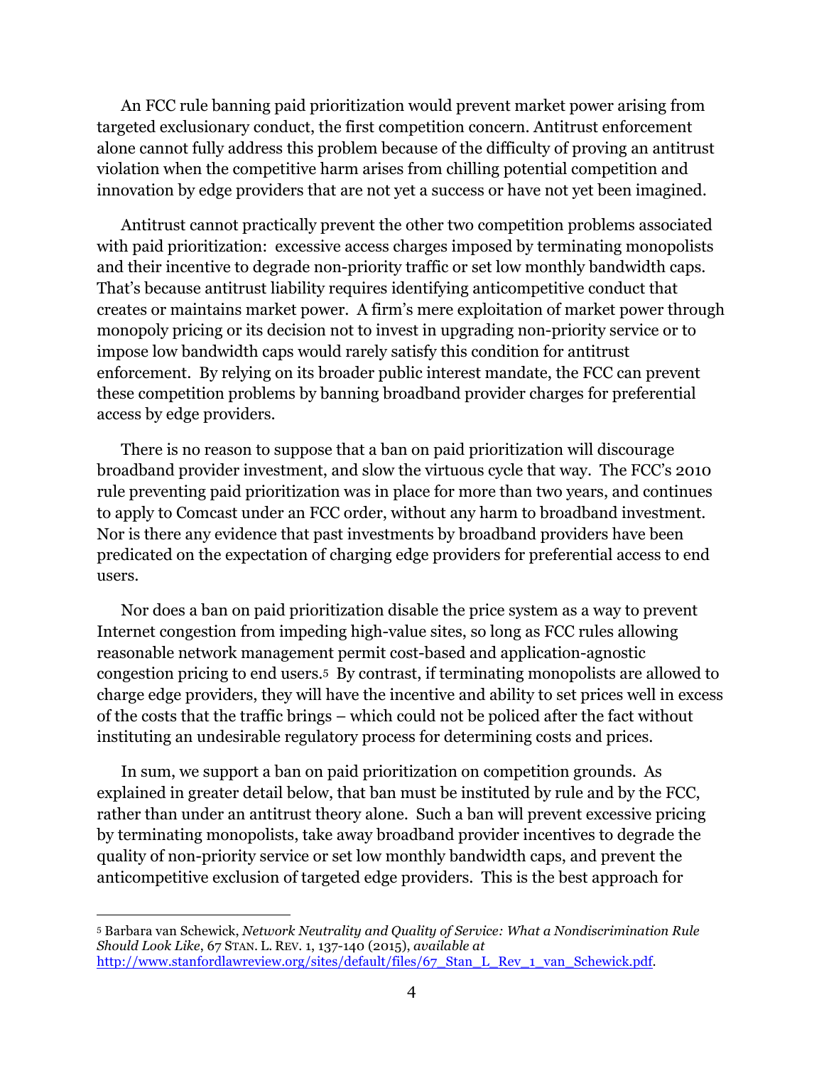An FCC rule banning paid prioritization would prevent market power arising from targeted exclusionary conduct, the first competition concern. Antitrust enforcement alone cannot fully address this problem because of the difficulty of proving an antitrust violation when the competitive harm arises from chilling potential competition and innovation by edge providers that are not yet a success or have not yet been imagined.

Antitrust cannot practically prevent the other two competition problems associated with paid prioritization: excessive access charges imposed by terminating monopolists and their incentive to degrade non-priority traffic or set low monthly bandwidth caps. That's because antitrust liability requires identifying anticompetitive conduct that creates or maintains market power. A firm's mere exploitation of market power through monopoly pricing or its decision not to invest in upgrading non-priority service or to impose low bandwidth caps would rarely satisfy this condition for antitrust enforcement. By relying on its broader public interest mandate, the FCC can prevent these competition problems by banning broadband provider charges for preferential access by edge providers.

There is no reason to suppose that a ban on paid prioritization will discourage broadband provider investment, and slow the virtuous cycle that way. The FCC's 2010 rule preventing paid prioritization was in place for more than two years, and continues to apply to Comcast under an FCC order, without any harm to broadband investment. Nor is there any evidence that past investments by broadband providers have been predicated on the expectation of charging edge providers for preferential access to end users.

Nor does a ban on paid prioritization disable the price system as a way to prevent Internet congestion from impeding high-value sites, so long as FCC rules allowing reasonable network management permit cost-based and application-agnostic congestion pricing to end users.[5] By contrast, if terminating monopolists are allowed to charge edge providers, they will have the incentive and ability to set prices well in excess of the costs that the traffic brings – which could not be policed after the fact without instituting an undesirable regulatory process for determining costs and prices.

In sum, we support a ban on paid prioritization on competition grounds. As explained in greater detail below, that ban must be instituted by rule and by the FCC, rather than under an antitrust theory alone. Such a ban will prevent excessive pricing by terminating monopolists, take away broadband provider incentives to degrade the quality of non-priority service or set low monthly bandwidth caps, and prevent the anticompetitive exclusion of targeted edge providers. This is the best approach for

---

[5] Barbara van Schewick, *Network Neutrality and Quality of Service: What a Nondiscrimination Rule Should Look Like*, 67 STAN. L. REV. 1, 137-140 (2015), *available at* http://www.stanfordlawreview.org/sites/default/files/67_Stan_L_Rev_1_van_Schewick.pdf.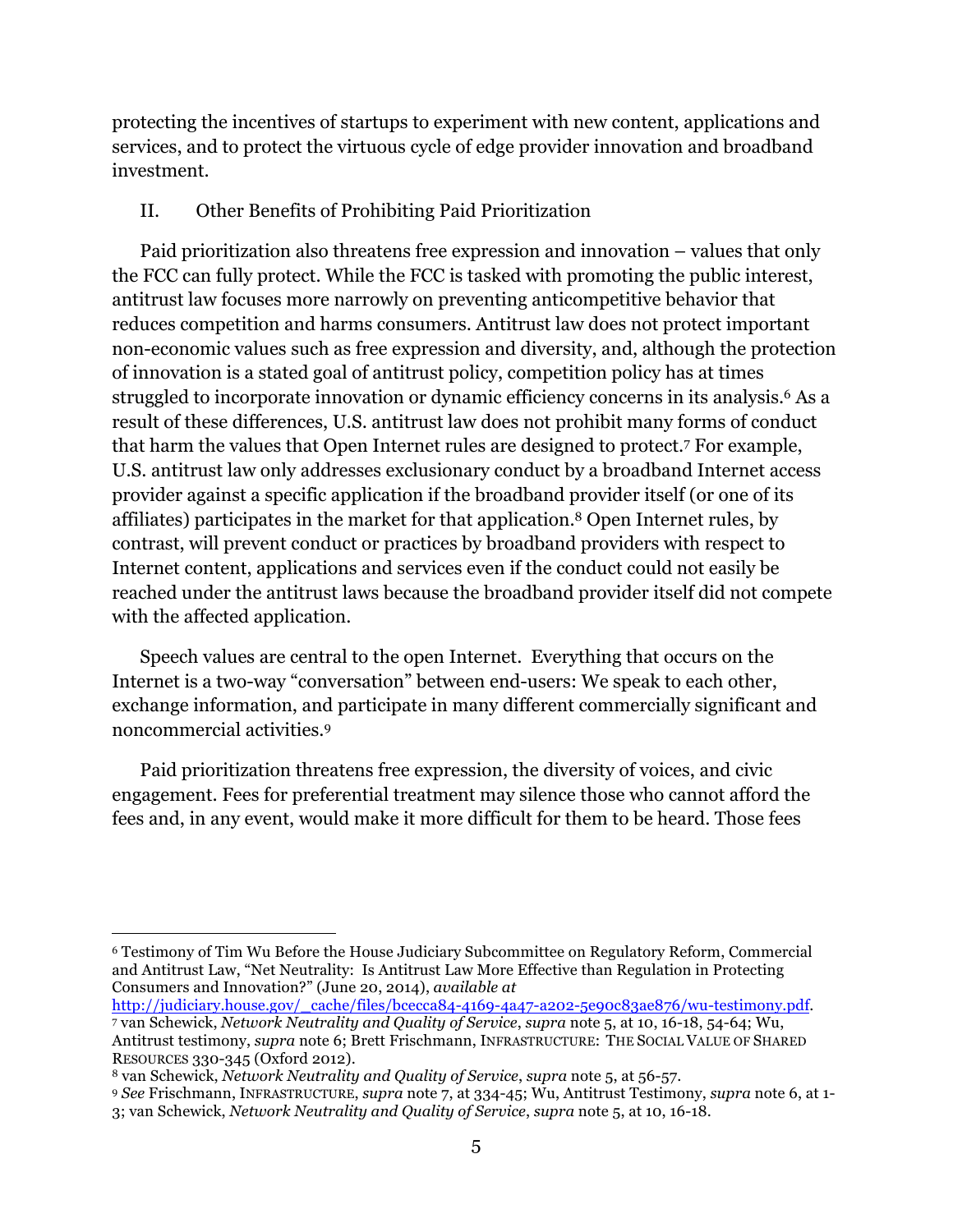protecting the incentives of startups to experiment with new content, applications and services, and to protect the virtuous cycle of edge provider innovation and broadband investment.

## II. Other Benefits of Prohibiting Paid Prioritization

Paid prioritization also threatens free expression and innovation – values that only the FCC can fully protect. While the FCC is tasked with promoting the public interest, antitrust law focuses more narrowly on preventing anticompetitive behavior that reduces competition and harms consumers. Antitrust law does not protect important non-economic values such as free expression and diversity, and, although the protection of innovation is a stated goal of antitrust policy, competition policy has at times struggled to incorporate innovation or dynamic efficiency concerns in its analysis.[6] As a result of these differences, U.S. antitrust law does not prohibit many forms of conduct that harm the values that Open Internet rules are designed to protect.[7] For example, U.S. antitrust law only addresses exclusionary conduct by a broadband Internet access provider against a specific application if the broadband provider itself (or one of its affiliates) participates in the market for that application.[8] Open Internet rules, by contrast, will prevent conduct or practices by broadband providers with respect to Internet content, applications and services even if the conduct could not easily be reached under the antitrust laws because the broadband provider itself did not compete with the affected application.

Speech values are central to the open Internet. Everything that occurs on the Internet is a two-way "conversation" between end-users: We speak to each other, exchange information, and participate in many different commercially significant and noncommercial activities.[9]

Paid prioritization threatens free expression, the diversity of voices, and civic engagement. Fees for preferential treatment may silence those who cannot afford the fees and, in any event, would make it more difficult for them to be heard. Those fees

---

[6] Testimony of Tim Wu Before the House Judiciary Subcommittee on Regulatory Reform, Commercial and Antitrust Law, "Net Neutrality: Is Antitrust Law More Effective than Regulation in Protecting Consumers and Innovation?" (June 20, 2014), *available at* http://judiciary.house.gov/_cache/files/bcecca84-4169-4a47-a202-5e90c83ae876/wu-testimony.pdf.

[7] van Schewick, *Network Neutrality and Quality of Service*, *supra* note 5, at 10, 16-18, 54-64; Wu, Antitrust testimony, *supra* note 6; Brett Frischmann, INFRASTRUCTURE: THE SOCIAL VALUE OF SHARED RESOURCES 330-345 (Oxford 2012).

[8] van Schewick, *Network Neutrality and Quality of Service*, *supra* note 5, at 56-57.

[9] *See* Frischmann, INFRASTRUCTURE, *supra* note 7, at 334-45; Wu, Antitrust Testimony, *supra* note 6, at 1-3; van Schewick, *Network Neutrality and Quality of Service*, *supra* note 5, at 10, 16-18.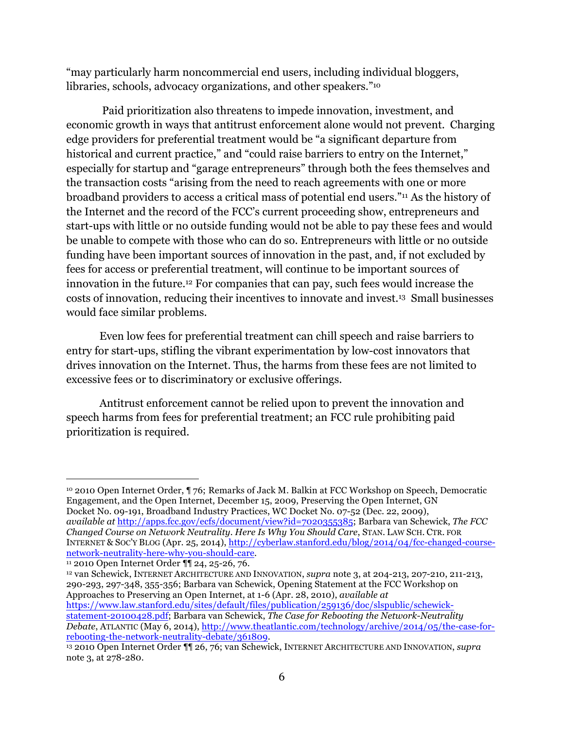"may particularly harm noncommercial end users, including individual bloggers, libraries, schools, advocacy organizations, and other speakers."[10]

Paid prioritization also threatens to impede innovation, investment, and economic growth in ways that antitrust enforcement alone would not prevent. Charging edge providers for preferential treatment would be "a significant departure from historical and current practice," and "could raise barriers to entry on the Internet," especially for startup and "garage entrepreneurs" through both the fees themselves and the transaction costs "arising from the need to reach agreements with one or more broadband providers to access a critical mass of potential end users."[11] As the history of the Internet and the record of the FCC's current proceeding show, entrepreneurs and start-ups with little or no outside funding would not be able to pay these fees and would be unable to compete with those who can do so. Entrepreneurs with little or no outside funding have been important sources of innovation in the past, and, if not excluded by fees for access or preferential treatment, will continue to be important sources of innovation in the future.[12] For companies that can pay, such fees would increase the costs of innovation, reducing their incentives to innovate and invest.[13] Small businesses would face similar problems.

Even low fees for preferential treatment can chill speech and raise barriers to entry for start-ups, stifling the vibrant experimentation by low-cost innovators that drives innovation on the Internet. Thus, the harms from these fees are not limited to excessive fees or to discriminatory or exclusive offerings.

Antitrust enforcement cannot be relied upon to prevent the innovation and speech harms from fees for preferential treatment; an FCC rule prohibiting paid prioritization is required.

---

[10] 2010 Open Internet Order, ¶ 76; Remarks of Jack M. Balkin at FCC Workshop on Speech, Democratic Engagement, and the Open Internet, December 15, 2009, Preserving the Open Internet, GN Docket No. 09-191, Broadband Industry Practices, WC Docket No. 07-52 (Dec. 22, 2009), *available at* http://apps.fcc.gov/ecfs/document/view?id=7020355385; Barbara van Schewick, *The FCC Changed Course on Network Neutrality. Here Is Why You Should Care*, STAN. LAW SCH. CTR. FOR INTERNET & SOC'Y BLOG (Apr. 25, 2014), http://cyberlaw.stanford.edu/blog/2014/04/fcc-changed-course-network-neutrality-here-why-you-should-care.

[11] 2010 Open Internet Order ¶¶ 24, 25-26, 76.

[12] van Schewick, INTERNET ARCHITECTURE AND INNOVATION, *supra* note 3, at 204-213, 207-210, 211-213, 290-293, 297-348, 355-356; Barbara van Schewick, Opening Statement at the FCC Workshop on Approaches to Preserving an Open Internet, at 1-6 (Apr. 28, 2010), *available at* https://www.law.stanford.edu/sites/default/files/publication/259136/doc/slspublic/schewick-statement-20100428.pdf; Barbara van Schewick, *The Case for Rebooting the Network-Neutrality Debate*, ATLANTIC (May 6, 2014), http://www.theatlantic.com/technology/archive/2014/05/the-case-for-rebooting-the-network-neutrality-debate/361809.

[13] 2010 Open Internet Order ¶¶ 26, 76; van Schewick, INTERNET ARCHITECTURE AND INNOVATION, *supra* note 3, at 278-280.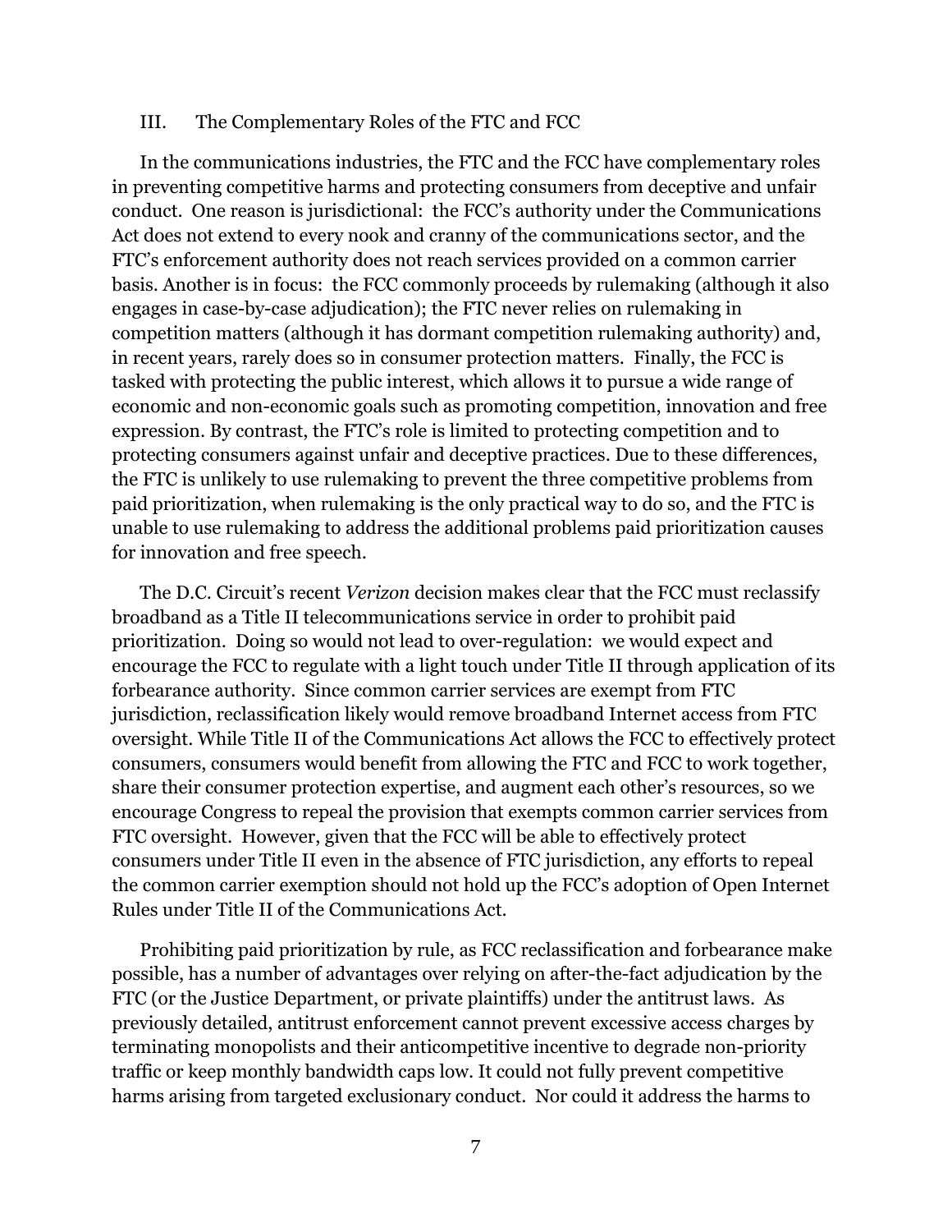## III. The Complementary Roles of the FTC and FCC

In the communications industries, the FTC and the FCC have complementary roles in preventing competitive harms and protecting consumers from deceptive and unfair conduct. One reason is jurisdictional: the FCC's authority under the Communications Act does not extend to every nook and cranny of the communications sector, and the FTC's enforcement authority does not reach services provided on a common carrier basis. Another is in focus: the FCC commonly proceeds by rulemaking (although it also engages in case-by-case adjudication); the FTC never relies on rulemaking in competition matters (although it has dormant competition rulemaking authority) and, in recent years, rarely does so in consumer protection matters. Finally, the FCC is tasked with protecting the public interest, which allows it to pursue a wide range of economic and non-economic goals such as promoting competition, innovation and free expression. By contrast, the FTC's role is limited to protecting competition and to protecting consumers against unfair and deceptive practices. Due to these differences, the FTC is unlikely to use rulemaking to prevent the three competitive problems from paid prioritization, when rulemaking is the only practical way to do so, and the FTC is unable to use rulemaking to address the additional problems paid prioritization causes for innovation and free speech.

The D.C. Circuit's recent *Verizon* decision makes clear that the FCC must reclassify broadband as a Title II telecommunications service in order to prohibit paid prioritization. Doing so would not lead to over-regulation: we would expect and encourage the FCC to regulate with a light touch under Title II through application of its forbearance authority. Since common carrier services are exempt from FTC jurisdiction, reclassification likely would remove broadband Internet access from FTC oversight. While Title II of the Communications Act allows the FCC to effectively protect consumers, consumers would benefit from allowing the FTC and FCC to work together, share their consumer protection expertise, and augment each other's resources, so we encourage Congress to repeal the provision that exempts common carrier services from FTC oversight. However, given that the FCC will be able to effectively protect consumers under Title II even in the absence of FTC jurisdiction, any efforts to repeal the common carrier exemption should not hold up the FCC's adoption of Open Internet Rules under Title II of the Communications Act.

Prohibiting paid prioritization by rule, as FCC reclassification and forbearance make possible, has a number of advantages over relying on after-the-fact adjudication by the FTC (or the Justice Department, or private plaintiffs) under the antitrust laws. As previously detailed, antitrust enforcement cannot prevent excessive access charges by terminating monopolists and their anticompetitive incentive to degrade non-priority traffic or keep monthly bandwidth caps low. It could not fully prevent competitive harms arising from targeted exclusionary conduct. Nor could it address the harms to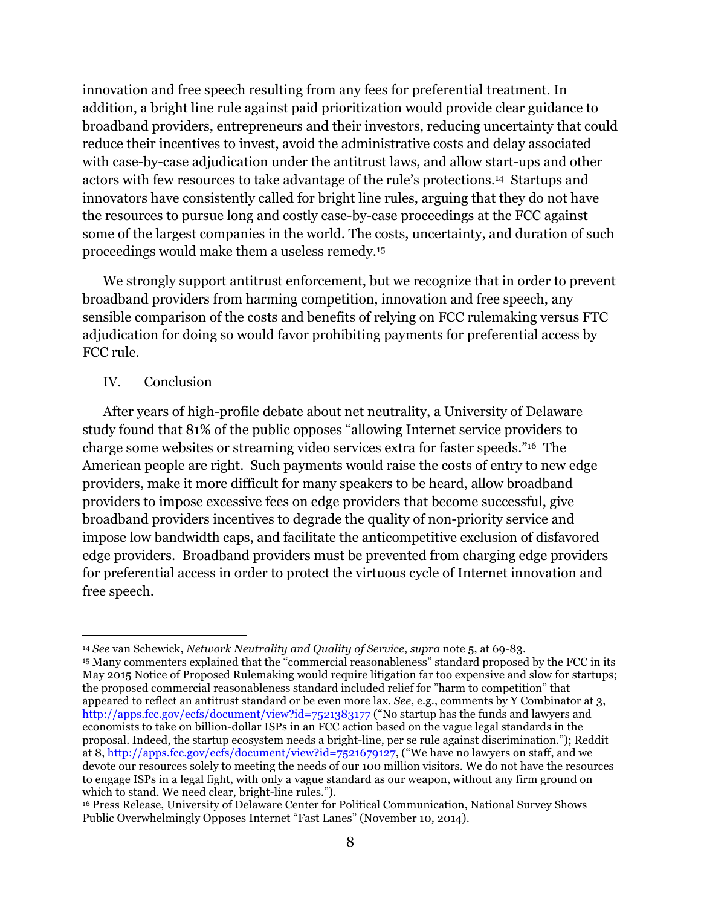innovation and free speech resulting from any fees for preferential treatment. In addition, a bright line rule against paid prioritization would provide clear guidance to broadband providers, entrepreneurs and their investors, reducing uncertainty that could reduce their incentives to invest, avoid the administrative costs and delay associated with case-by-case adjudication under the antitrust laws, and allow start-ups and other actors with few resources to take advantage of the rule's protections.[14] Startups and innovators have consistently called for bright line rules, arguing that they do not have the resources to pursue long and costly case-by-case proceedings at the FCC against some of the largest companies in the world. The costs, uncertainty, and duration of such proceedings would make them a useless remedy.[15]

We strongly support antitrust enforcement, but we recognize that in order to prevent broadband providers from harming competition, innovation and free speech, any sensible comparison of the costs and benefits of relying on FCC rulemaking versus FTC adjudication for doing so would favor prohibiting payments for preferential access by FCC rule.

## IV. Conclusion

After years of high-profile debate about net neutrality, a University of Delaware study found that 81% of the public opposes "allowing Internet service providers to charge some websites or streaming video services extra for faster speeds."[16] The American people are right. Such payments would raise the costs of entry to new edge providers, make it more difficult for many speakers to be heard, allow broadband providers to impose excessive fees on edge providers that become successful, give broadband providers incentives to degrade the quality of non-priority service and impose low bandwidth caps, and facilitate the anticompetitive exclusion of disfavored edge providers. Broadband providers must be prevented from charging edge providers for preferential access in order to protect the virtuous cycle of Internet innovation and free speech.

---

[14] *See* van Schewick, *Network Neutrality and Quality of Service*, *supra* note 5, at 69-83.

[15] Many commenters explained that the "commercial reasonableness" standard proposed by the FCC in its May 2015 Notice of Proposed Rulemaking would require litigation far too expensive and slow for startups; the proposed commercial reasonableness standard included relief for "harm to competition" that appeared to reflect an antitrust standard or be even more lax. *See*, e.g., comments by Y Combinator at 3, http://apps.fcc.gov/ecfs/document/view?id=7521383177 ("No startup has the funds and lawyers and economists to take on billion-dollar ISPs in an FCC action based on the vague legal standards in the proposal. Indeed, the startup ecosystem needs a bright-line, per se rule against discrimination."); Reddit at 8, http://apps.fcc.gov/ecfs/document/view?id=7521679127, ("We have no lawyers on staff, and we devote our resources solely to meeting the needs of our 100 million visitors. We do not have the resources to engage ISPs in a legal fight, with only a vague standard as our weapon, without any firm ground on which to stand. We need clear, bright-line rules.").

[16] Press Release, University of Delaware Center for Political Communication, National Survey Shows Public Overwhelmingly Opposes Internet "Fast Lanes" (November 10, 2014).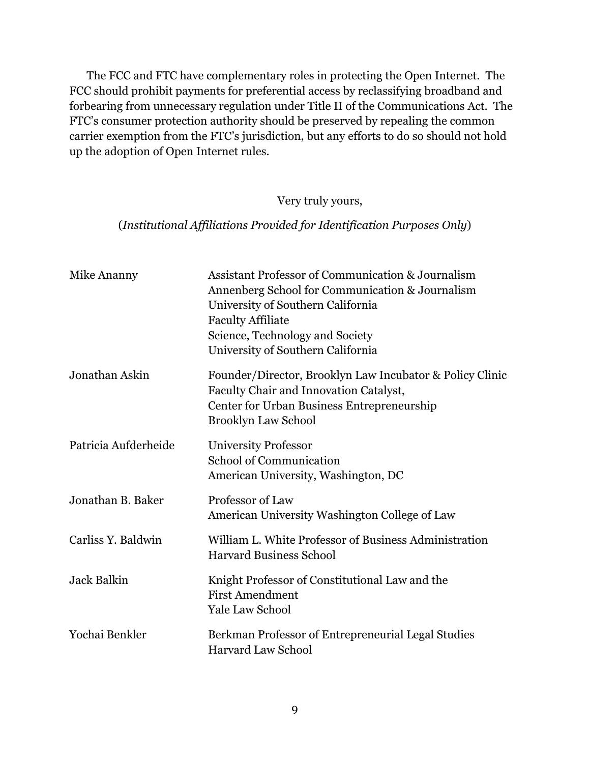The FCC and FTC have complementary roles in protecting the Open Internet. The FCC should prohibit payments for preferential access by reclassifying broadband and forbearing from unnecessary regulation under Title II of the Communications Act. The FTC's consumer protection authority should be preserved by repealing the common carrier exemption from the FTC's jurisdiction, but any efforts to do so should not hold up the adoption of Open Internet rules.

Very truly yours,

(*Institutional Affiliations Provided for Identification Purposes Only*)

| | |
|---|---|
| Mike Ananny | Assistant Professor of Communication & Journalism<br>Annenberg School for Communication & Journalism<br>University of Southern California<br>Faculty Affiliate<br>Science, Technology and Society<br>University of Southern California |
| Jonathan Askin | Founder/Director, Brooklyn Law Incubator & Policy Clinic<br>Faculty Chair and Innovation Catalyst,<br>Center for Urban Business Entrepreneurship<br>Brooklyn Law School |
| Patricia Aufderheide | University Professor<br>School of Communication<br>American University, Washington, DC |
| Jonathan B. Baker | Professor of Law<br>American University Washington College of Law |
| Carliss Y. Baldwin | William L. White Professor of Business Administration<br>Harvard Business School |
| Jack Balkin | Knight Professor of Constitutional Law and the<br>First Amendment<br>Yale Law School |
| Yochai Benkler | Berkman Professor of Entrepreneurial Legal Studies<br>Harvard Law School |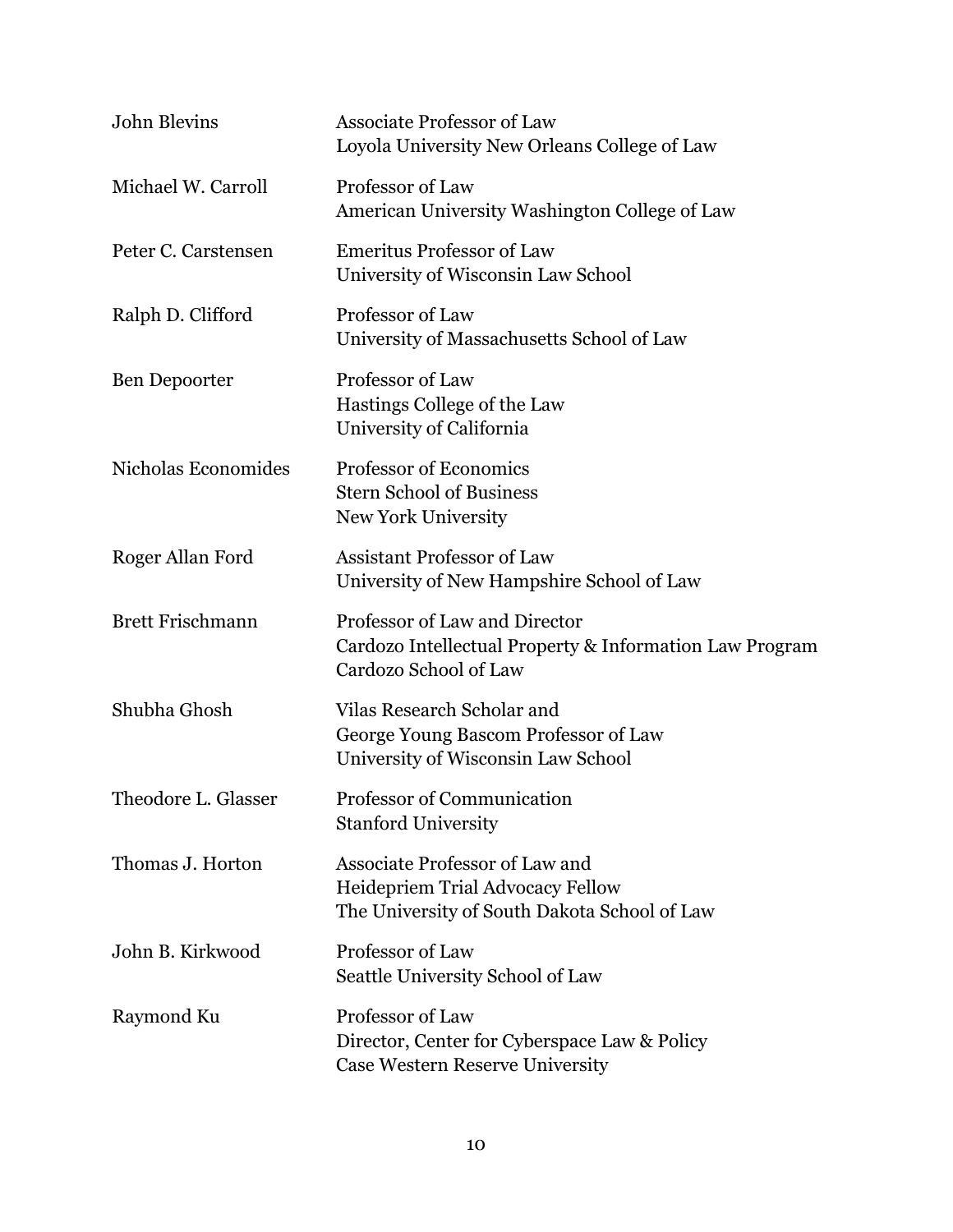| | |
|---|---|
| John Blevins | Associate Professor of Law<br>Loyola University New Orleans College of Law |
| Michael W. Carroll | Professor of Law<br>American University Washington College of Law |
| Peter C. Carstensen | Emeritus Professor of Law<br>University of Wisconsin Law School |
| Ralph D. Clifford | Professor of Law<br>University of Massachusetts School of Law |
| Ben Depoorter | Professor of Law<br>Hastings College of the Law<br>University of California |
| Nicholas Economides | Professor of Economics<br>Stern School of Business<br>New York University |
| Roger Allan Ford | Assistant Professor of Law<br>University of New Hampshire School of Law |
| Brett Frischmann | Professor of Law and Director<br>Cardozo Intellectual Property & Information Law Program<br>Cardozo School of Law |
| Shubha Ghosh | Vilas Research Scholar and<br>George Young Bascom Professor of Law<br>University of Wisconsin Law School |
| Theodore L. Glasser | Professor of Communication<br>Stanford University |
| Thomas J. Horton | Associate Professor of Law and<br>Heidepriem Trial Advocacy Fellow<br>The University of South Dakota School of Law |
| John B. Kirkwood | Professor of Law<br>Seattle University School of Law |
| Raymond Ku | Professor of Law<br>Director, Center for Cyberspace Law & Policy<br>Case Western Reserve University |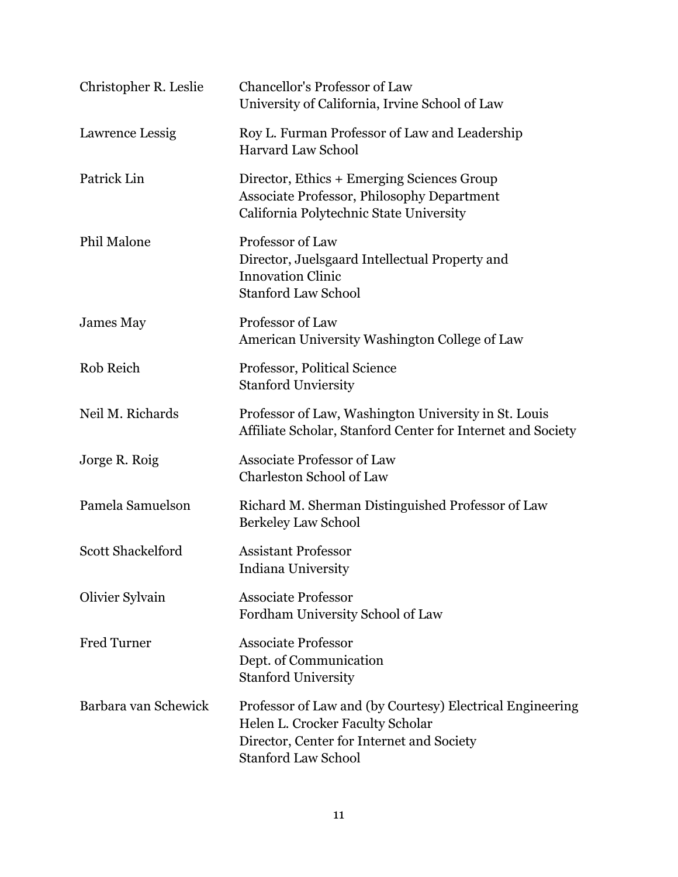| | |
|---|---|
| Christopher R. Leslie | Chancellor's Professor of Law<br>University of California, Irvine School of Law |
| Lawrence Lessig | Roy L. Furman Professor of Law and Leadership<br>Harvard Law School |
| Patrick Lin | Director, Ethics + Emerging Sciences Group<br>Associate Professor, Philosophy Department<br>California Polytechnic State University |
| Phil Malone | Professor of Law<br>Director, Juelsgaard Intellectual Property and Innovation Clinic<br>Stanford Law School |
| James May | Professor of Law<br>American University Washington College of Law |
| Rob Reich | Professor, Political Science<br>Stanford Unviersity |
| Neil M. Richards | Professor of Law, Washington University in St. Louis<br>Affiliate Scholar, Stanford Center for Internet and Society |
| Jorge R. Roig | Associate Professor of Law<br>Charleston School of Law |
| Pamela Samuelson | Richard M. Sherman Distinguished Professor of Law<br>Berkeley Law School |
| Scott Shackelford | Assistant Professor<br>Indiana University |
| Olivier Sylvain | Associate Professor<br>Fordham University School of Law |
| Fred Turner | Associate Professor<br>Dept. of Communication<br>Stanford University |
| Barbara van Schewick | Professor of Law and (by Courtesy) Electrical Engineering<br>Helen L. Crocker Faculty Scholar<br>Director, Center for Internet and Society<br>Stanford Law School |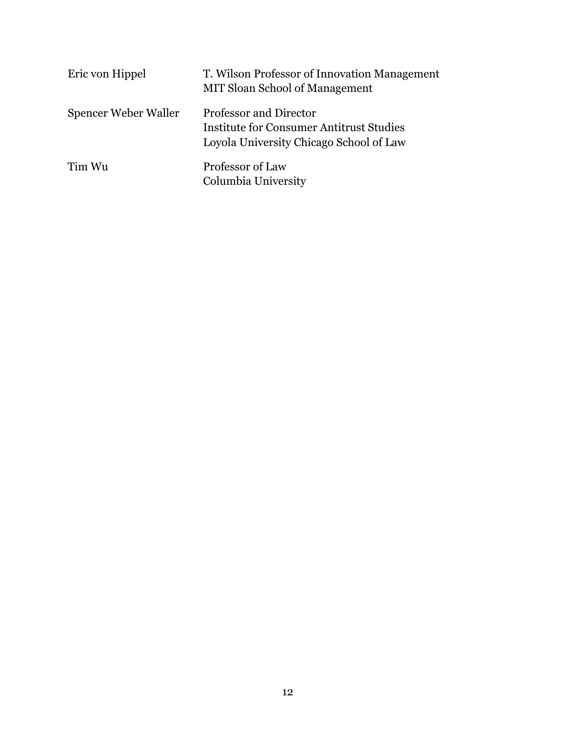| | |
|---|---|
| Eric von Hippel | T. Wilson Professor of Innovation Management<br>MIT Sloan School of Management |
| Spencer Weber Waller | Professor and Director<br>Institute for Consumer Antitrust Studies<br>Loyola University Chicago School of Law |
| Tim Wu | Professor of Law<br>Columbia University |